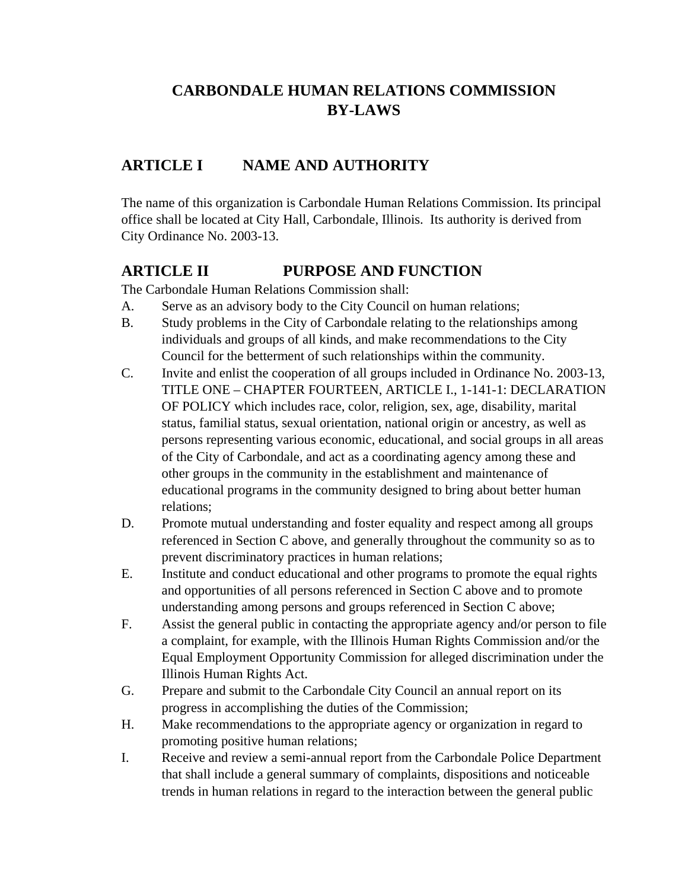# CARBONDALE HUMAN RELATIONS COMMISSION
# BY-LAWS

## ARTICLE I NAME AND AUTHORITY

The name of this organization is Carbondale Human Relations Commission. Its principal office shall be located at City Hall, Carbondale, Illinois. Its authority is derived from City Ordinance No. 2003-13.

## ARTICLE II PURPOSE AND FUNCTION

The Carbondale Human Relations Commission shall:

A. Serve as an advisory body to the City Council on human relations;

B. Study problems in the City of Carbondale relating to the relationships among individuals and groups of all kinds, and make recommendations to the City Council for the betterment of such relationships within the community.

C. Invite and enlist the cooperation of all groups included in Ordinance No. 2003-13, TITLE ONE – CHAPTER FOURTEEN, ARTICLE I., 1-141-1: DECLARATION OF POLICY which includes race, color, religion, sex, age, disability, marital status, familial status, sexual orientation, national origin or ancestry, as well as persons representing various economic, educational, and social groups in all areas of the City of Carbondale, and act as a coordinating agency among these and other groups in the community in the establishment and maintenance of educational programs in the community designed to bring about better human relations;

D. Promote mutual understanding and foster equality and respect among all groups referenced in Section C above, and generally throughout the community so as to prevent discriminatory practices in human relations;

E. Institute and conduct educational and other programs to promote the equal rights and opportunities of all persons referenced in Section C above and to promote understanding among persons and groups referenced in Section C above;

F. Assist the general public in contacting the appropriate agency and/or person to file a complaint, for example, with the Illinois Human Rights Commission and/or the Equal Employment Opportunity Commission for alleged discrimination under the Illinois Human Rights Act.

G. Prepare and submit to the Carbondale City Council an annual report on its progress in accomplishing the duties of the Commission;

H. Make recommendations to the appropriate agency or organization in regard to promoting positive human relations;

I. Receive and review a semi-annual report from the Carbondale Police Department that shall include a general summary of complaints, dispositions and noticeable trends in human relations in regard to the interaction between the general public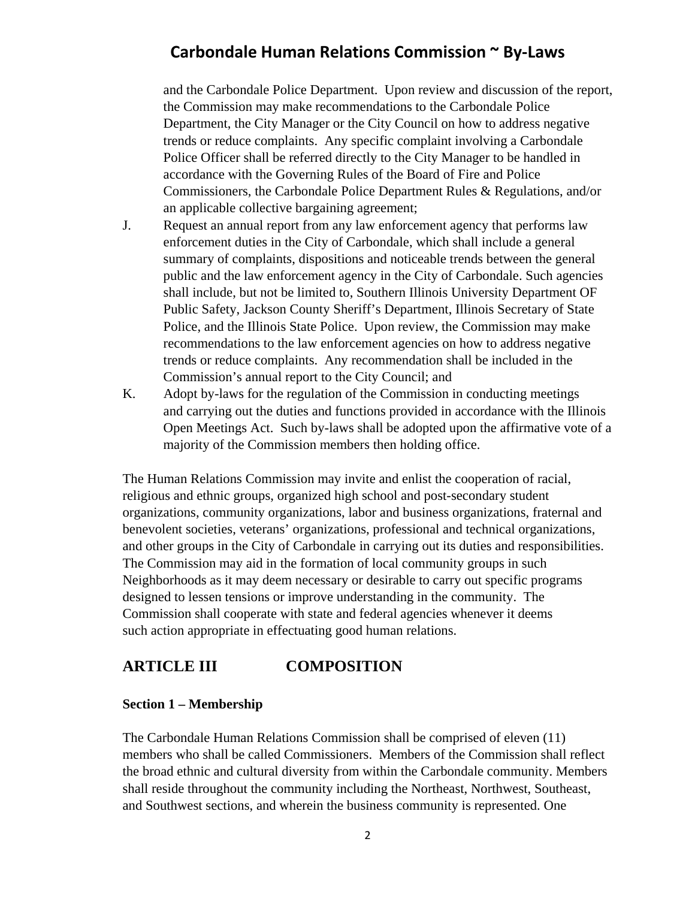and the Carbondale Police Department. Upon review and discussion of the report, the Commission may make recommendations to the Carbondale Police Department, the City Manager or the City Council on how to address negative trends or reduce complaints. Any specific complaint involving a Carbondale Police Officer shall be referred directly to the City Manager to be handled in accordance with the Governing Rules of the Board of Fire and Police Commissioners, the Carbondale Police Department Rules & Regulations, and/or an applicable collective bargaining agreement;

J. Request an annual report from any law enforcement agency that performs law enforcement duties in the City of Carbondale, which shall include a general summary of complaints, dispositions and noticeable trends between the general public and the law enforcement agency in the City of Carbondale. Such agencies shall include, but not be limited to, Southern Illinois University Department OF Public Safety, Jackson County Sheriff's Department, Illinois Secretary of State Police, and the Illinois State Police. Upon review, the Commission may make recommendations to the law enforcement agencies on how to address negative trends or reduce complaints. Any recommendation shall be included in the Commission's annual report to the City Council; and

K. Adopt by-laws for the regulation of the Commission in conducting meetings and carrying out the duties and functions provided in accordance with the Illinois Open Meetings Act. Such by-laws shall be adopted upon the affirmative vote of a majority of the Commission members then holding office.

The Human Relations Commission may invite and enlist the cooperation of racial, religious and ethnic groups, organized high school and post-secondary student organizations, community organizations, labor and business organizations, fraternal and benevolent societies, veterans' organizations, professional and technical organizations, and other groups in the City of Carbondale in carrying out its duties and responsibilities. The Commission may aid in the formation of local community groups in such Neighborhoods as it may deem necessary or desirable to carry out specific programs designed to lessen tensions or improve understanding in the community. The Commission shall cooperate with state and federal agencies whenever it deems such action appropriate in effectuating good human relations.

## ARTICLE III COMPOSITION

### Section 1 – Membership

The Carbondale Human Relations Commission shall be comprised of eleven (11) members who shall be called Commissioners. Members of the Commission shall reflect the broad ethnic and cultural diversity from within the Carbondale community. Members shall reside throughout the community including the Northeast, Northwest, Southeast, and Southwest sections, and wherein the business community is represented. One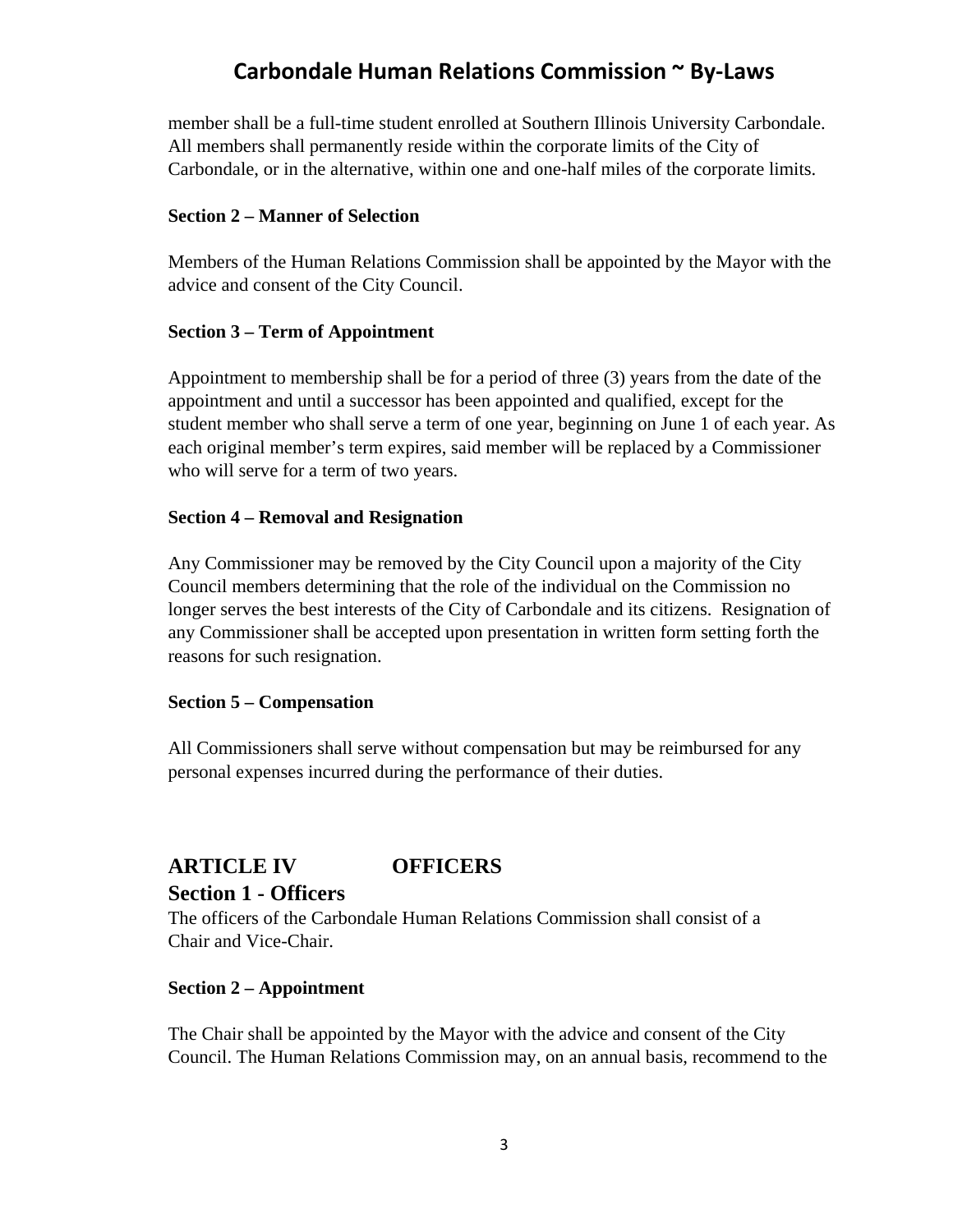member shall be a full-time student enrolled at Southern Illinois University Carbondale. All members shall permanently reside within the corporate limits of the City of Carbondale, or in the alternative, within one and one-half miles of the corporate limits.

**Section 2 – Manner of Selection**

Members of the Human Relations Commission shall be appointed by the Mayor with the advice and consent of the City Council.

**Section 3 – Term of Appointment**

Appointment to membership shall be for a period of three (3) years from the date of the appointment and until a successor has been appointed and qualified, except for the student member who shall serve a term of one year, beginning on June 1 of each year. As each original member's term expires, said member will be replaced by a Commissioner who will serve for a term of two years.

**Section 4 – Removal and Resignation**

Any Commissioner may be removed by the City Council upon a majority of the City Council members determining that the role of the individual on the Commission no longer serves the best interests of the City of Carbondale and its citizens. Resignation of any Commissioner shall be accepted upon presentation in written form setting forth the reasons for such resignation.

**Section 5 – Compensation**

All Commissioners shall serve without compensation but may be reimbursed for any personal expenses incurred during the performance of their duties.

## ARTICLE IV OFFICERS

### Section 1 - Officers

The officers of the Carbondale Human Relations Commission shall consist of a Chair and Vice-Chair.

**Section 2 – Appointment**

The Chair shall be appointed by the Mayor with the advice and consent of the City Council. The Human Relations Commission may, on an annual basis, recommend to the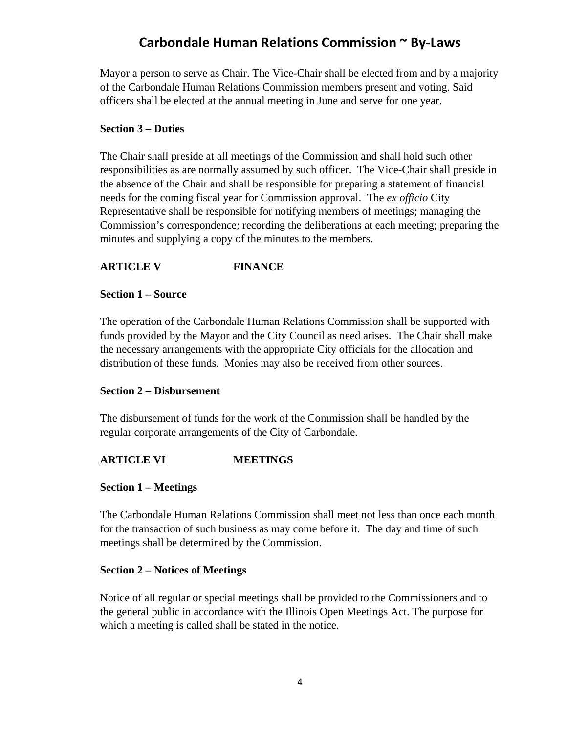Mayor a person to serve as Chair. The Vice-Chair shall be elected from and by a majority of the Carbondale Human Relations Commission members present and voting. Said officers shall be elected at the annual meeting in June and serve for one year.

**Section 3 – Duties**

The Chair shall preside at all meetings of the Commission and shall hold such other responsibilities as are normally assumed by such officer. The Vice-Chair shall preside in the absence of the Chair and shall be responsible for preparing a statement of financial needs for the coming fiscal year for Commission approval. The *ex officio* City Representative shall be responsible for notifying members of meetings; managing the Commission's correspondence; recording the deliberations at each meeting; preparing the minutes and supplying a copy of the minutes to the members.

## ARTICLE V FINANCE

**Section 1 – Source**

The operation of the Carbondale Human Relations Commission shall be supported with funds provided by the Mayor and the City Council as need arises. The Chair shall make the necessary arrangements with the appropriate City officials for the allocation and distribution of these funds. Monies may also be received from other sources.

**Section 2 – Disbursement**

The disbursement of funds for the work of the Commission shall be handled by the regular corporate arrangements of the City of Carbondale.

## ARTICLE VI MEETINGS

**Section 1 – Meetings**

The Carbondale Human Relations Commission shall meet not less than once each month for the transaction of such business as may come before it. The day and time of such meetings shall be determined by the Commission.

**Section 2 – Notices of Meetings**

Notice of all regular or special meetings shall be provided to the Commissioners and to the general public in accordance with the Illinois Open Meetings Act. The purpose for which a meeting is called shall be stated in the notice.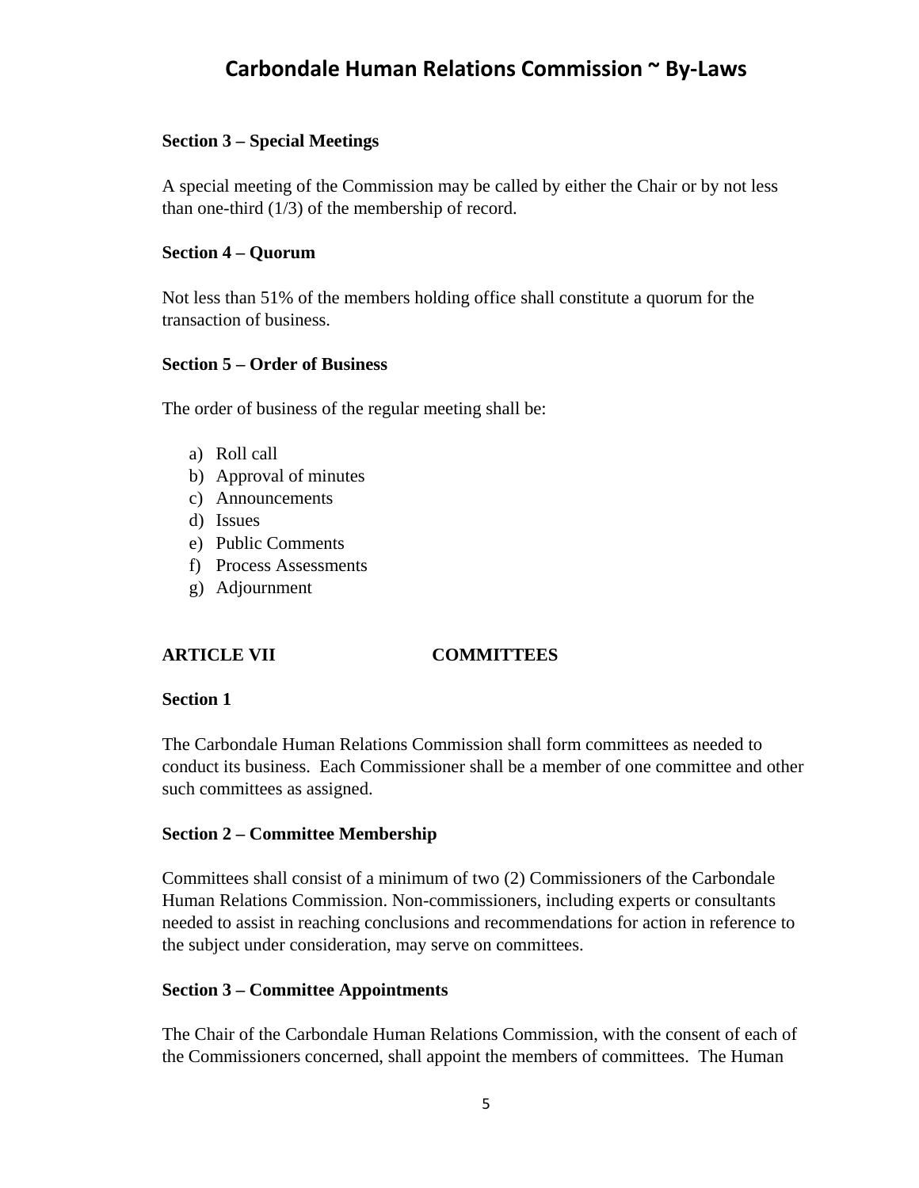**Section 3 – Special Meetings**

A special meeting of the Commission may be called by either the Chair or by not less than one-third (1/3) of the membership of record.

**Section 4 – Quorum**

Not less than 51% of the members holding office shall constitute a quorum for the transaction of business.

**Section 5 – Order of Business**

The order of business of the regular meeting shall be:

a) Roll call
b) Approval of minutes
c) Announcements
d) Issues
e) Public Comments
f) Process Assessments
g) Adjournment

## ARTICLE VII COMMITTEES

**Section 1**

The Carbondale Human Relations Commission shall form committees as needed to conduct its business. Each Commissioner shall be a member of one committee and other such committees as assigned.

**Section 2 – Committee Membership**

Committees shall consist of a minimum of two (2) Commissioners of the Carbondale Human Relations Commission. Non-commissioners, including experts or consultants needed to assist in reaching conclusions and recommendations for action in reference to the subject under consideration, may serve on committees.

**Section 3 – Committee Appointments**

The Chair of the Carbondale Human Relations Commission, with the consent of each of the Commissioners concerned, shall appoint the members of committees. The Human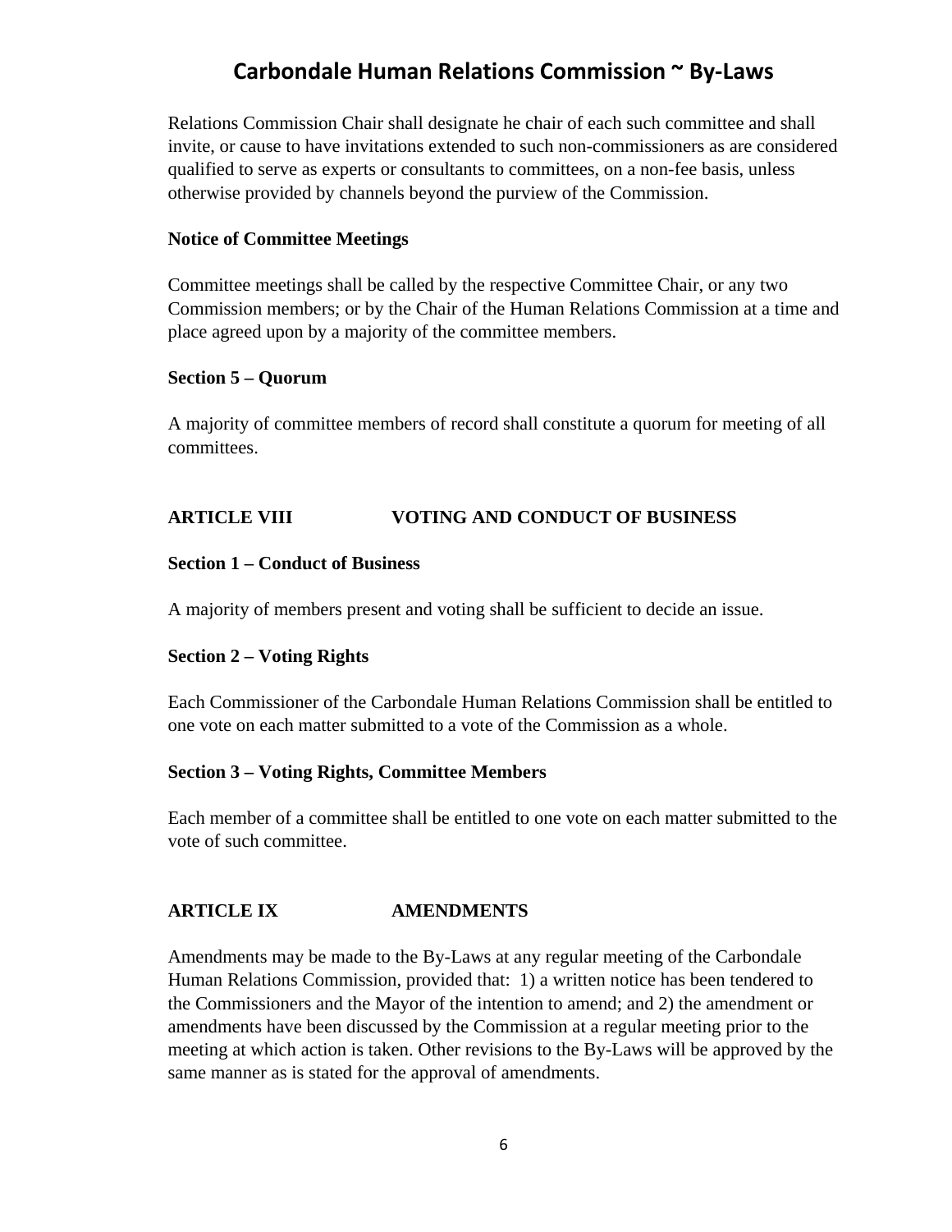Relations Commission Chair shall designate he chair of each such committee and shall invite, or cause to have invitations extended to such non-commissioners as are considered qualified to serve as experts or consultants to committees, on a non-fee basis, unless otherwise provided by channels beyond the purview of the Commission.

**Notice of Committee Meetings**

Committee meetings shall be called by the respective Committee Chair, or any two Commission members; or by the Chair of the Human Relations Commission at a time and place agreed upon by a majority of the committee members.

**Section 5 – Quorum**

A majority of committee members of record shall constitute a quorum for meeting of all committees.

## ARTICLE VIII VOTING AND CONDUCT OF BUSINESS

**Section 1 – Conduct of Business**

A majority of members present and voting shall be sufficient to decide an issue.

**Section 2 – Voting Rights**

Each Commissioner of the Carbondale Human Relations Commission shall be entitled to one vote on each matter submitted to a vote of the Commission as a whole.

**Section 3 – Voting Rights, Committee Members**

Each member of a committee shall be entitled to one vote on each matter submitted to the vote of such committee.

## ARTICLE IX AMENDMENTS

Amendments may be made to the By-Laws at any regular meeting of the Carbondale Human Relations Commission, provided that: 1) a written notice has been tendered to the Commissioners and the Mayor of the intention to amend; and 2) the amendment or amendments have been discussed by the Commission at a regular meeting prior to the meeting at which action is taken. Other revisions to the By-Laws will be approved by the same manner as is stated for the approval of amendments.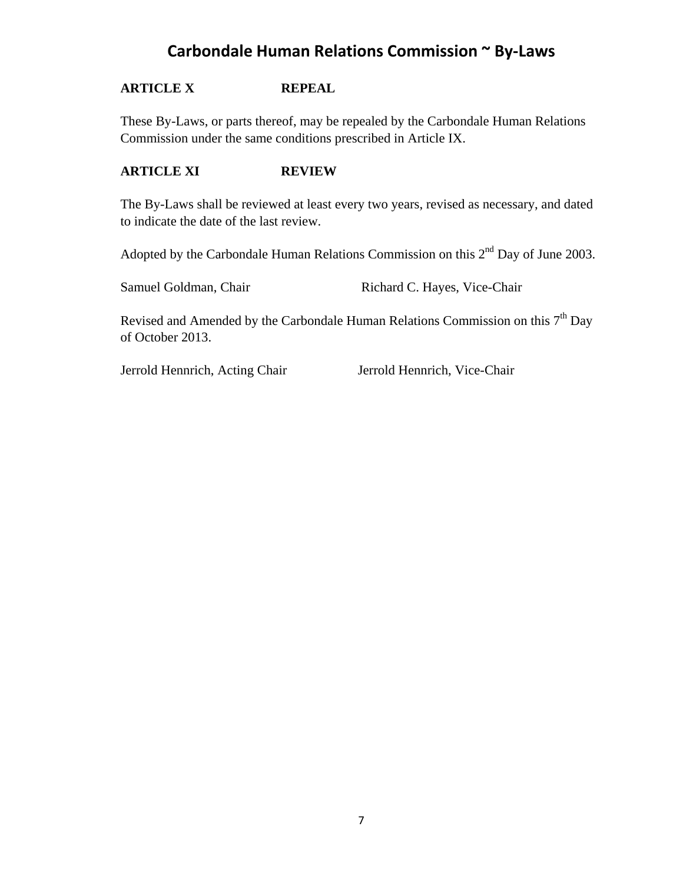## ARTICLE X REPEAL

These By-Laws, or parts thereof, may be repealed by the Carbondale Human Relations Commission under the same conditions prescribed in Article IX.

## ARTICLE XI REVIEW

The By-Laws shall be reviewed at least every two years, revised as necessary, and dated to indicate the date of the last review.

Adopted by the Carbondale Human Relations Commission on this 2nd Day of June 2003.

Samuel Goldman, Chair Richard C. Hayes, Vice-Chair

Revised and Amended by the Carbondale Human Relations Commission on this 7th Day of October 2013.

Jerrold Hennrich, Acting Chair Jerrold Hennrich, Vice-Chair